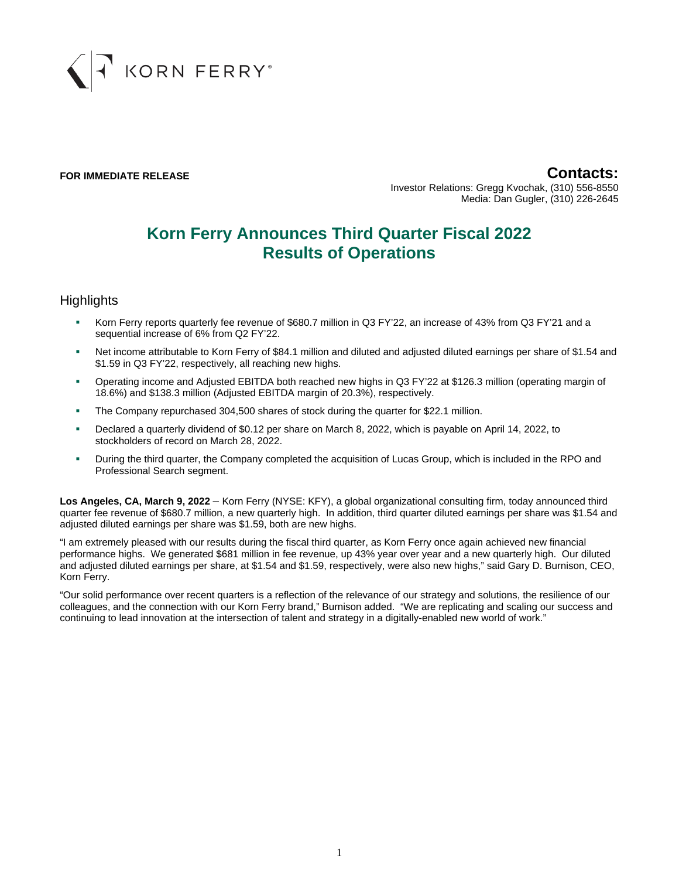KORN FERRY®

**FOR IMMEDIATE RELEASE**

**Contacts:**
Investor Relations: Gregg Kvochak, (310) 556-8550
Media: Dan Gugler, (310) 226-2645

# Korn Ferry Announces Third Quarter Fiscal 2022 Results of Operations

## Highlights

- Korn Ferry reports quarterly fee revenue of $680.7 million in Q3 FY'22, an increase of 43% from Q3 FY'21 and a sequential increase of 6% from Q2 FY'22.
- Net income attributable to Korn Ferry of $84.1 million and diluted and adjusted diluted earnings per share of $1.54 and $1.59 in Q3 FY'22, respectively, all reaching new highs.
- Operating income and Adjusted EBITDA both reached new highs in Q3 FY'22 at $126.3 million (operating margin of 18.6%) and $138.3 million (Adjusted EBITDA margin of 20.3%), respectively.
- The Company repurchased 304,500 shares of stock during the quarter for $22.1 million.
- Declared a quarterly dividend of $0.12 per share on March 8, 2022, which is payable on April 14, 2022, to stockholders of record on March 28, 2022.
- During the third quarter, the Company completed the acquisition of Lucas Group, which is included in the RPO and Professional Search segment.

**Los Angeles, CA, March 9, 2022** – Korn Ferry (NYSE: KFY), a global organizational consulting firm, today announced third quarter fee revenue of $680.7 million, a new quarterly high. In addition, third quarter diluted earnings per share was $1.54 and adjusted diluted earnings per share was $1.59, both are new highs.

"I am extremely pleased with our results during the fiscal third quarter, as Korn Ferry once again achieved new financial performance highs. We generated $681 million in fee revenue, up 43% year over year and a new quarterly high. Our diluted and adjusted diluted earnings per share, at $1.54 and $1.59, respectively, were also new highs," said Gary D. Burnison, CEO, Korn Ferry.

"Our solid performance over recent quarters is a reflection of the relevance of our strategy and solutions, the resilience of our colleagues, and the connection with our Korn Ferry brand," Burnison added. "We are replicating and scaling our success and continuing to lead innovation at the intersection of talent and strategy in a digitally-enabled new world of work."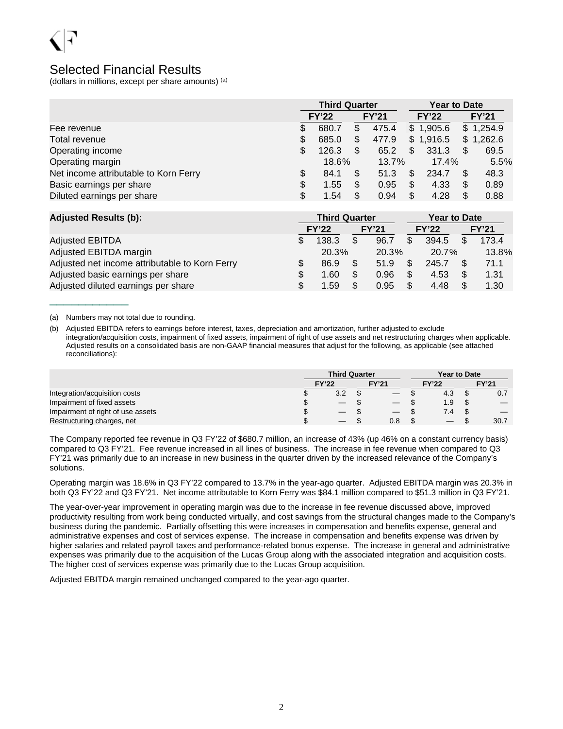# Selected Financial Results

(dollars in millions, except per share amounts) [(a)]

| | Third Quarter | | Year to Date | |
|---|---|---|---|---|
| | FY'22 | FY'21 | FY'22 | FY'21 |
| Fee revenue | $ 680.7 | $ 475.4 | $ 1,905.6 | $ 1,254.9 |
| Total revenue | $ 685.0 | $ 477.9 | $ 1,916.5 | $ 1,262.6 |
| Operating income | $ 126.3 | $ 65.2 | $ 331.3 | $ 69.5 |
| Operating margin | 18.6% | 13.7% | 17.4% | 5.5% |
| Net income attributable to Korn Ferry | $ 84.1 | $ 51.3 | $ 234.7 | $ 48.3 |
| Basic earnings per share | $ 1.55 | $ 0.95 | $ 4.33 | $ 0.89 |
| Diluted earnings per share | $ 1.54 | $ 0.94 | $ 4.28 | $ 0.88 |

| **Adjusted Results (b):** | Third Quarter | | Year to Date | |
|---|---|---|---|---|
| | FY'22 | FY'21 | FY'22 | FY'21 |
| Adjusted EBITDA | $ 138.3 | $ 96.7 | $ 394.5 | $ 173.4 |
| Adjusted EBITDA margin | 20.3% | 20.3% | 20.7% | 13.8% |
| Adjusted net income attributable to Korn Ferry | $ 86.9 | $ 51.9 | $ 245.7 | $ 71.1 |
| Adjusted basic earnings per share | $ 1.60 | $ 0.96 | $ 4.53 | $ 1.31 |
| Adjusted diluted earnings per share | $ 1.59 | $ 0.95 | $ 4.48 | $ 1.30 |

---

(a) Numbers may not total due to rounding.

(b) Adjusted EBITDA refers to earnings before interest, taxes, depreciation and amortization, further adjusted to exclude integration/acquisition costs, impairment of fixed assets, impairment of right of use assets and net restructuring charges when applicable. Adjusted results on a consolidated basis are non-GAAP financial measures that adjust for the following, as applicable (see attached reconciliations):

| | Third Quarter | | Year to Date | |
|---|---|---|---|---|
| | FY'22 | FY'21 | FY'22 | FY'21 |
| Integration/acquisition costs | $ 3.2 | $ — | $ 4.3 | $ 0.7 |
| Impairment of fixed assets | $ — | $ — | $ 1.9 | $ — |
| Impairment of right of use assets | $ — | $ — | $ 7.4 | $ — |
| Restructuring charges, net | $ — | $ 0.8 | $ — | $ 30.7 |

The Company reported fee revenue in Q3 FY'22 of $680.7 million, an increase of 43% (up 46% on a constant currency basis) compared to Q3 FY'21. Fee revenue increased in all lines of business. The increase in fee revenue when compared to Q3 FY'21 was primarily due to an increase in new business in the quarter driven by the increased relevance of the Company's solutions.

Operating margin was 18.6% in Q3 FY'22 compared to 13.7% in the year-ago quarter. Adjusted EBITDA margin was 20.3% in both Q3 FY'22 and Q3 FY'21. Net income attributable to Korn Ferry was $84.1 million compared to $51.3 million in Q3 FY'21.

The year-over-year improvement in operating margin was due to the increase in fee revenue discussed above, improved productivity resulting from work being conducted virtually, and cost savings from the structural changes made to the Company's business during the pandemic. Partially offsetting this were increases in compensation and benefits expense, general and administrative expenses and cost of services expense. The increase in compensation and benefits expense was driven by higher salaries and related payroll taxes and performance-related bonus expense. The increase in general and administrative expenses was primarily due to the acquisition of the Lucas Group along with the associated integration and acquisition costs. The higher cost of services expense was primarily due to the Lucas Group acquisition.

Adjusted EBITDA margin remained unchanged compared to the year-ago quarter.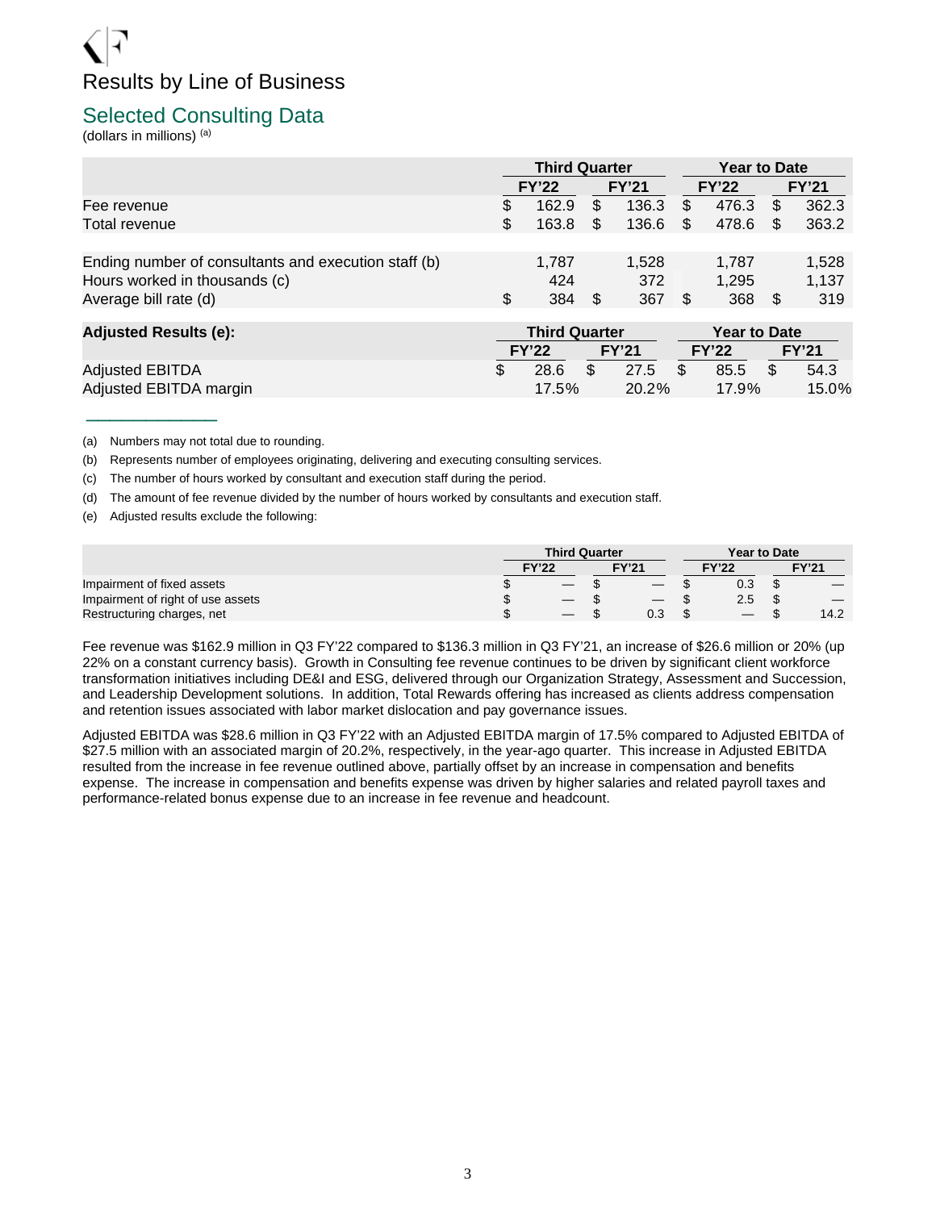# Results by Line of Business

## Selected Consulting Data

(dollars in millions) [(a)]

| | Third Quarter | | Year to Date | |
|---|---|---|---|---|
| | FY'22 | FY'21 | FY'22 | FY'21 |
| Fee revenue | $ 162.9 | $ 136.3 | $ 476.3 | $ 362.3 |
| Total revenue | $ 163.8 | $ 136.6 | $ 478.6 | $ 363.2 |
| | | | | |
| Ending number of consultants and execution staff (b) | 1,787 | 1,528 | 1,787 | 1,528 |
| Hours worked in thousands (c) | 424 | 372 | 1,295 | 1,137 |
| Average bill rate (d) | $ 384 | $ 367 | $ 368 | $ 319 |

| Adjusted Results (e): | Third Quarter | | Year to Date | |
|---|---|---|---|---|
| | FY'22 | FY'21 | FY'22 | FY'21 |
| Adjusted EBITDA | $ 28.6 | $ 27.5 | $ 85.5 | $ 54.3 |
| Adjusted EBITDA margin | 17.5% | 20.2% | 17.9% | 15.0% |

---

(a) Numbers may not total due to rounding.

(b) Represents number of employees originating, delivering and executing consulting services.

(c) The number of hours worked by consultant and execution staff during the period.

(d) The amount of fee revenue divided by the number of hours worked by consultants and execution staff.

(e) Adjusted results exclude the following:

| | Third Quarter | | Year to Date | |
|---|---|---|---|---|
| | FY'22 | FY'21 | FY'22 | FY'21 |
| Impairment of fixed assets | $ — | $ — | $ 0.3 | $ — |
| Impairment of right of use assets | $ — | $ — | $ 2.5 | $ — |
| Restructuring charges, net | $ — | $ 0.3 | $ — | $ 14.2 |

Fee revenue was $162.9 million in Q3 FY'22 compared to $136.3 million in Q3 FY'21, an increase of $26.6 million or 20% (up 22% on a constant currency basis). Growth in Consulting fee revenue continues to be driven by significant client workforce transformation initiatives including DE&I and ESG, delivered through our Organization Strategy, Assessment and Succession, and Leadership Development solutions. In addition, Total Rewards offering has increased as clients address compensation and retention issues associated with labor market dislocation and pay governance issues.

Adjusted EBITDA was $28.6 million in Q3 FY'22 with an Adjusted EBITDA margin of 17.5% compared to Adjusted EBITDA of $27.5 million with an associated margin of 20.2%, respectively, in the year-ago quarter. This increase in Adjusted EBITDA resulted from the increase in fee revenue outlined above, partially offset by an increase in compensation and benefits expense. The increase in compensation and benefits expense was driven by higher salaries and related payroll taxes and performance-related bonus expense due to an increase in fee revenue and headcount.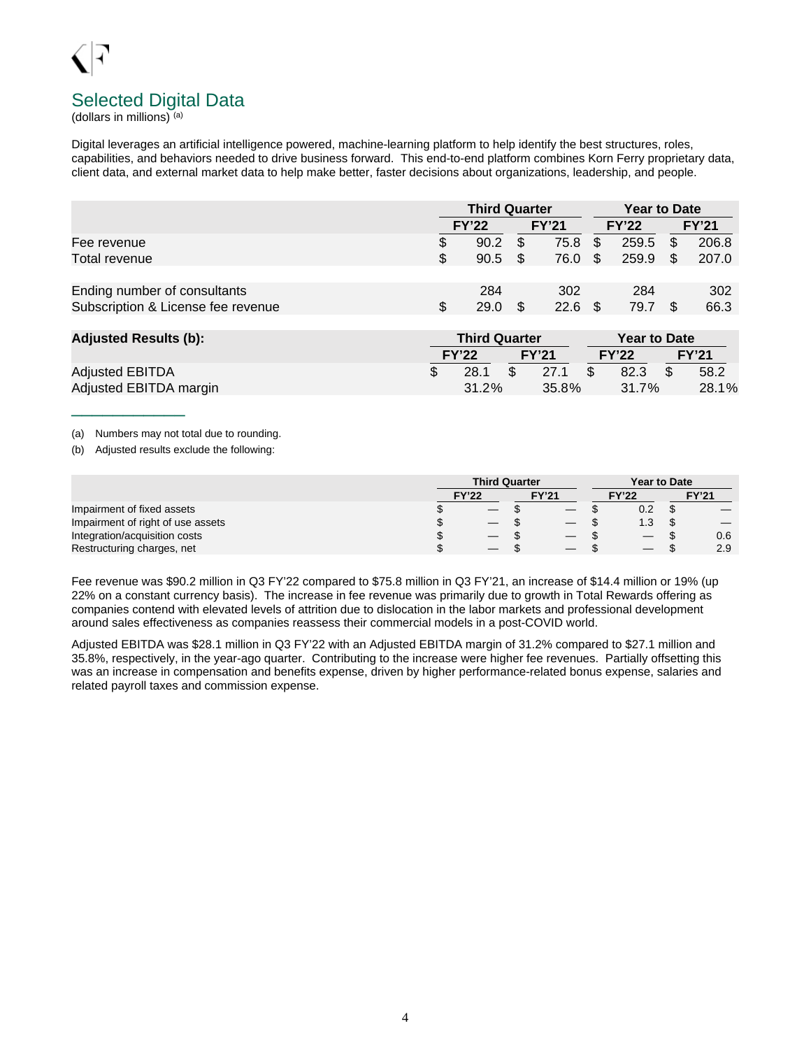## Selected Digital Data

(dollars in millions) [(a)]

Digital leverages an artificial intelligence powered, machine-learning platform to help identify the best structures, roles, capabilities, and behaviors needed to drive business forward. This end-to-end platform combines Korn Ferry proprietary data, client data, and external market data to help make better, faster decisions about organizations, leadership, and people.

| | Third Quarter | | Year to Date | |
|---|---|---|---|---|
| | FY'22 | FY'21 | FY'22 | FY'21 |
| Fee revenue | $ 90.2 | $ 75.8 | $ 259.5 | $ 206.8 |
| Total revenue | $ 90.5 | $ 76.0 | $ 259.9 | $ 207.0 |
| | | | | |
| Ending number of consultants | 284 | 302 | 284 | 302 |
| Subscription & License fee revenue | $ 29.0 | $ 22.6 | $ 79.7 | $ 66.3 |

| **Adjusted Results (b):** | Third Quarter | | Year to Date | |
|---|---|---|---|---|
| | FY'22 | FY'21 | FY'22 | FY'21 |
| Adjusted EBITDA | $ 28.1 | $ 27.1 | $ 82.3 | $ 58.2 |
| Adjusted EBITDA margin | 31.2% | 35.8% | 31.7% | 28.1% |

---

(a) Numbers may not total due to rounding.

(b) Adjusted results exclude the following:

| | Third Quarter | | Year to Date | |
|---|---|---|---|---|
| | FY'22 | FY'21 | FY'22 | FY'21 |
| Impairment of fixed assets | $ — | $ — | $ 0.2 | $ — |
| Impairment of right of use assets | $ — | $ — | $ 1.3 | $ — |
| Integration/acquisition costs | $ — | $ — | $ — | $ 0.6 |
| Restructuring charges, net | $ — | $ — | $ — | $ 2.9 |

Fee revenue was $90.2 million in Q3 FY'22 compared to $75.8 million in Q3 FY'21, an increase of $14.4 million or 19% (up 22% on a constant currency basis). The increase in fee revenue was primarily due to growth in Total Rewards offering as companies contend with elevated levels of attrition due to dislocation in the labor markets and professional development around sales effectiveness as companies reassess their commercial models in a post-COVID world.

Adjusted EBITDA was $28.1 million in Q3 FY'22 with an Adjusted EBITDA margin of 31.2% compared to $27.1 million and 35.8%, respectively, in the year-ago quarter. Contributing to the increase were higher fee revenues. Partially offsetting this was an increase in compensation and benefits expense, driven by higher performance-related bonus expense, salaries and related payroll taxes and commission expense.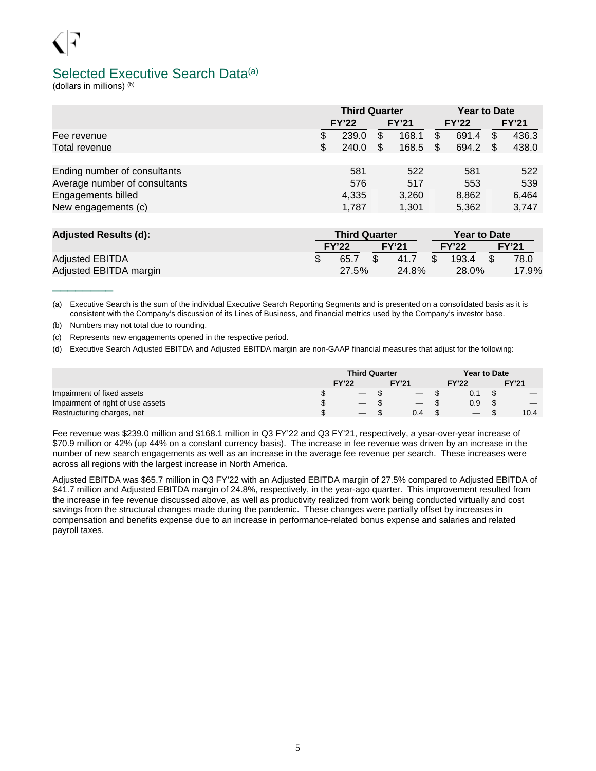## Selected Executive Search Data[a]

(dollars in millions) [b]

| | Third Quarter | | Year to Date | |
|---|---|---|---|---|
| | FY'22 | FY'21 | FY'22 | FY'21 |
| Fee revenue | $ 239.0 | $ 168.1 | $ 691.4 | $ 436.3 |
| Total revenue | $ 240.0 | $ 168.5 | $ 694.2 | $ 438.0 |
| | | | | |
| Ending number of consultants | 581 | 522 | 581 | 522 |
| Average number of consultants | 576 | 517 | 553 | 539 |
| Engagements billed | 4,335 | 3,260 | 8,862 | 6,464 |
| New engagements (c) | 1,787 | 1,301 | 5,362 | 3,747 |

| **Adjusted Results (d):** | Third Quarter | | Year to Date | |
|---|---|---|---|---|
| | FY'22 | FY'21 | FY'22 | FY'21 |
| Adjusted EBITDA | $ 65.7 | $ 41.7 | $ 193.4 | $ 78.0 |
| Adjusted EBITDA margin | 27.5% | 24.8% | 28.0% | 17.9% |

---

(a) Executive Search is the sum of the individual Executive Search Reporting Segments and is presented on a consolidated basis as it is consistent with the Company's discussion of its Lines of Business, and financial metrics used by the Company's investor base.

(b) Numbers may not total due to rounding.

(c) Represents new engagements opened in the respective period.

(d) Executive Search Adjusted EBITDA and Adjusted EBITDA margin are non-GAAP financial measures that adjust for the following:

| | Third Quarter | | Year to Date | |
|---|---|---|---|---|
| | FY'22 | FY'21 | FY'22 | FY'21 |
| Impairment of fixed assets | $ — | $ — | $ 0.1 | $ — |
| Impairment of right of use assets | $ — | $ — | $ 0.9 | $ — |
| Restructuring charges, net | $ — | $ 0.4 | $ — | $ 10.4 |

Fee revenue was $239.0 million and $168.1 million in Q3 FY'22 and Q3 FY'21, respectively, a year-over-year increase of $70.9 million or 42% (up 44% on a constant currency basis). The increase in fee revenue was driven by an increase in the number of new search engagements as well as an increase in the average fee revenue per search. These increases were across all regions with the largest increase in North America.

Adjusted EBITDA was $65.7 million in Q3 FY'22 with an Adjusted EBITDA margin of 27.5% compared to Adjusted EBITDA of $41.7 million and Adjusted EBITDA margin of 24.8%, respectively, in the year-ago quarter. This improvement resulted from the increase in fee revenue discussed above, as well as productivity realized from work being conducted virtually and cost savings from the structural changes made during the pandemic. These changes were partially offset by increases in compensation and benefits expense due to an increase in performance-related bonus expense and salaries and related payroll taxes.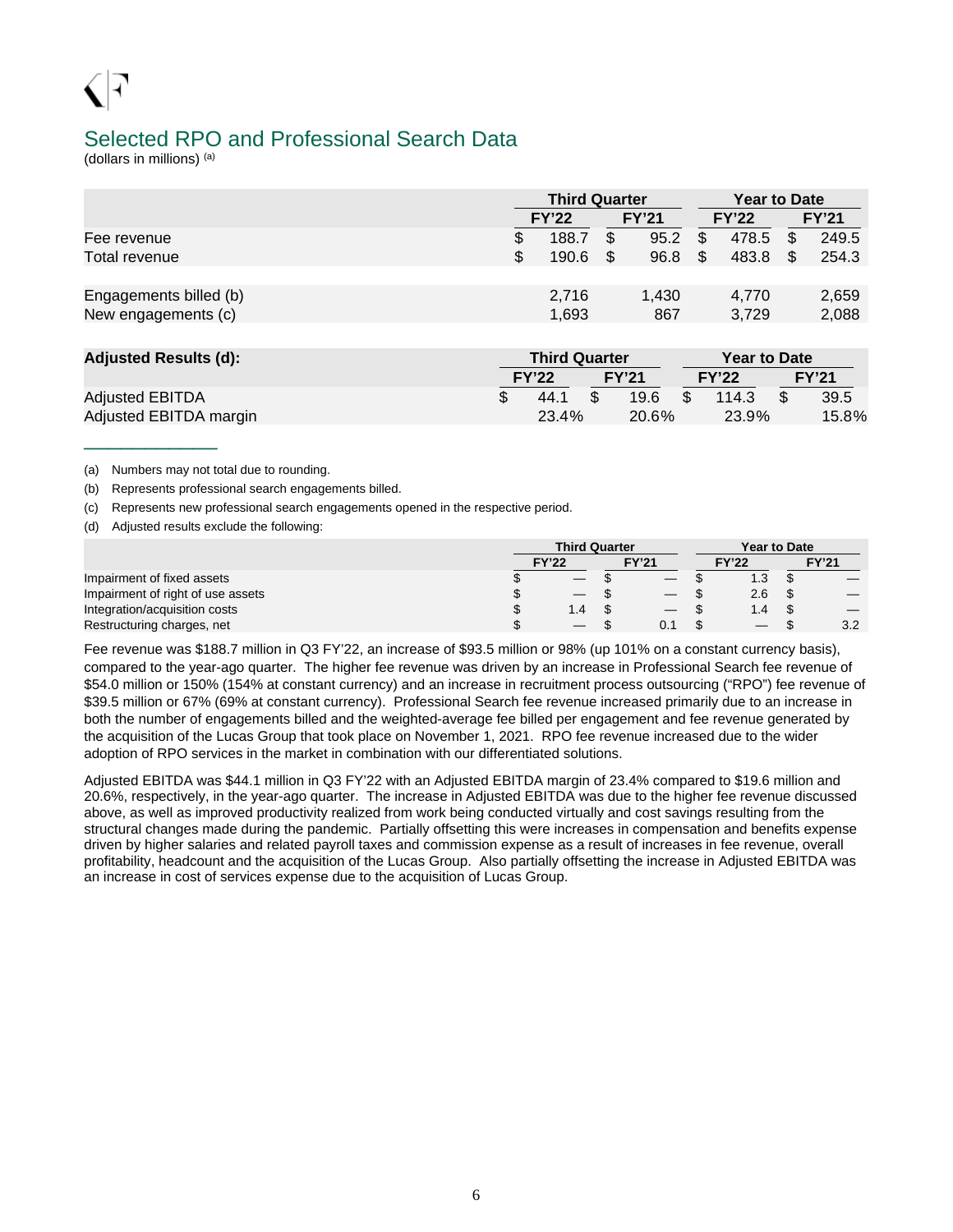## Selected RPO and Professional Search Data

(dollars in millions) [(a)]

| | Third Quarter | | Year to Date | |
|---|---|---|---|---|
| | FY'22 | FY'21 | FY'22 | FY'21 |
| Fee revenue | $ 188.7 | $ 95.2 | $ 478.5 | $ 249.5 |
| Total revenue | $ 190.6 | $ 96.8 | $ 483.8 | $ 254.3 |
| | | | | |
| Engagements billed (b) | 2,716 | 1,430 | 4,770 | 2,659 |
| New engagements (c) | 1,693 | 867 | 3,729 | 2,088 |

| Adjusted Results (d): | Third Quarter | | Year to Date | |
|---|---|---|---|---|
| | FY'22 | FY'21 | FY'22 | FY'21 |
| Adjusted EBITDA | $ 44.1 | $ 19.6 | $ 114.3 | $ 39.5 |
| Adjusted EBITDA margin | 23.4% | 20.6% | 23.9% | 15.8% |

---

(a) Numbers may not total due to rounding.

(b) Represents professional search engagements billed.

(c) Represents new professional search engagements opened in the respective period.

(d) Adjusted results exclude the following:

| | Third Quarter | | Year to Date | |
|---|---|---|---|---|
| | FY'22 | FY'21 | FY'22 | FY'21 |
| Impairment of fixed assets | $ — | $ — | $ 1.3 | $ — |
| Impairment of right of use assets | $ — | $ — | $ 2.6 | $ — |
| Integration/acquisition costs | $ 1.4 | $ — | $ 1.4 | $ — |
| Restructuring charges, net | $ — | $ 0.1 | $ — | $ 3.2 |

Fee revenue was $188.7 million in Q3 FY'22, an increase of $93.5 million or 98% (up 101% on a constant currency basis), compared to the year-ago quarter. The higher fee revenue was driven by an increase in Professional Search fee revenue of $54.0 million or 150% (154% at constant currency) and an increase in recruitment process outsourcing ("RPO") fee revenue of $39.5 million or 67% (69% at constant currency). Professional Search fee revenue increased primarily due to an increase in both the number of engagements billed and the weighted-average fee billed per engagement and fee revenue generated by the acquisition of the Lucas Group that took place on November 1, 2021. RPO fee revenue increased due to the wider adoption of RPO services in the market in combination with our differentiated solutions.

Adjusted EBITDA was $44.1 million in Q3 FY'22 with an Adjusted EBITDA margin of 23.4% compared to $19.6 million and 20.6%, respectively, in the year-ago quarter. The increase in Adjusted EBITDA was due to the higher fee revenue discussed above, as well as improved productivity realized from work being conducted virtually and cost savings resulting from the structural changes made during the pandemic. Partially offsetting this were increases in compensation and benefits expense driven by higher salaries and related payroll taxes and commission expense as a result of increases in fee revenue, overall profitability, headcount and the acquisition of the Lucas Group. Also partially offsetting the increase in Adjusted EBITDA was an increase in cost of services expense due to the acquisition of Lucas Group.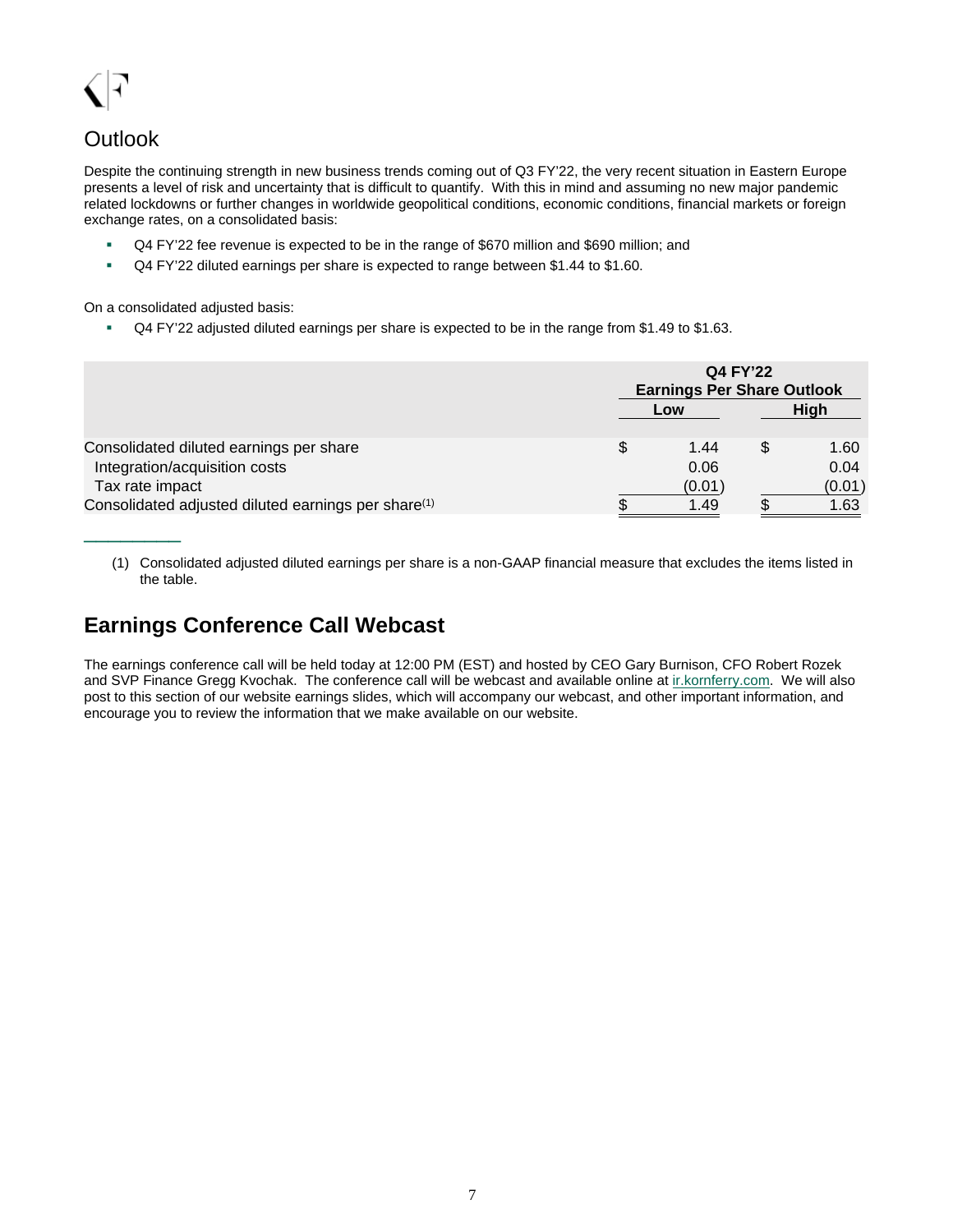## Outlook

Despite the continuing strength in new business trends coming out of Q3 FY'22, the very recent situation in Eastern Europe presents a level of risk and uncertainty that is difficult to quantify. With this in mind and assuming no new major pandemic related lockdowns or further changes in worldwide geopolitical conditions, economic conditions, financial markets or foreign exchange rates, on a consolidated basis:

- Q4 FY'22 fee revenue is expected to be in the range of $670 million and $690 million; and
- Q4 FY'22 diluted earnings per share is expected to range between $1.44 to $1.60.

On a consolidated adjusted basis:

- Q4 FY'22 adjusted diluted earnings per share is expected to be in the range from $1.49 to $1.63.

| | Q4 FY'22 Earnings Per Share Outlook | |
|---|---|---|
| | Low | High |
| Consolidated diluted earnings per share | $ 1.44 | $ 1.60 |
| Integration/acquisition costs | 0.06 | 0.04 |
| Tax rate impact | (0.01) | (0.01) |
| Consolidated adjusted diluted earnings per share(1) | $ 1.49 | $ 1.63 |

(1) Consolidated adjusted diluted earnings per share is a non-GAAP financial measure that excludes the items listed in the table.

## Earnings Conference Call Webcast

The earnings conference call will be held today at 12:00 PM (EST) and hosted by CEO Gary Burnison, CFO Robert Rozek and SVP Finance Gregg Kvochak. The conference call will be webcast and available online at ir.kornferry.com. We will also post to this section of our website earnings slides, which will accompany our webcast, and other important information, and encourage you to review the information that we make available on our website.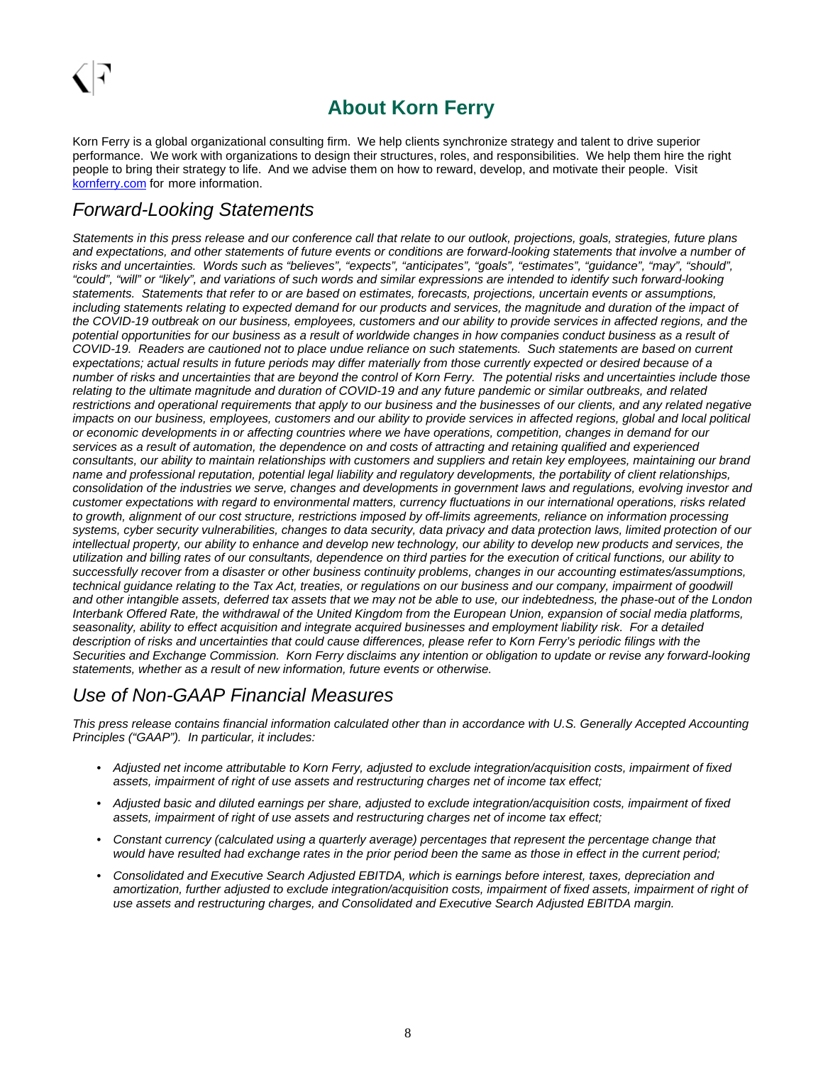## About Korn Ferry

Korn Ferry is a global organizational consulting firm. We help clients synchronize strategy and talent to drive superior performance. We work with organizations to design their structures, roles, and responsibilities. We help them hire the right people to bring their strategy to life. And we advise them on how to reward, develop, and motivate their people. Visit [kornferry.com](kornferry.com) for more information.

## *Forward-Looking Statements*

*Statements in this press release and our conference call that relate to our outlook, projections, goals, strategies, future plans and expectations, and other statements of future events or conditions are forward-looking statements that involve a number of risks and uncertainties. Words such as "believes", "expects", "anticipates", "goals", "estimates", "guidance", "may", "should", "could", "will" or "likely", and variations of such words and similar expressions are intended to identify such forward-looking statements. Statements that refer to or are based on estimates, forecasts, projections, uncertain events or assumptions, including statements relating to expected demand for our products and services, the magnitude and duration of the impact of the COVID-19 outbreak on our business, employees, customers and our ability to provide services in affected regions, and the potential opportunities for our business as a result of worldwide changes in how companies conduct business as a result of COVID-19. Readers are cautioned not to place undue reliance on such statements. Such statements are based on current expectations; actual results in future periods may differ materially from those currently expected or desired because of a number of risks and uncertainties that are beyond the control of Korn Ferry. The potential risks and uncertainties include those relating to the ultimate magnitude and duration of COVID-19 and any future pandemic or similar outbreaks, and related restrictions and operational requirements that apply to our business and the businesses of our clients, and any related negative impacts on our business, employees, customers and our ability to provide services in affected regions, global and local political or economic developments in or affecting countries where we have operations, competition, changes in demand for our services as a result of automation, the dependence on and costs of attracting and retaining qualified and experienced consultants, our ability to maintain relationships with customers and suppliers and retain key employees, maintaining our brand name and professional reputation, potential legal liability and regulatory developments, the portability of client relationships, consolidation of the industries we serve, changes and developments in government laws and regulations, evolving investor and customer expectations with regard to environmental matters, currency fluctuations in our international operations, risks related to growth, alignment of our cost structure, restrictions imposed by off-limits agreements, reliance on information processing systems, cyber security vulnerabilities, changes to data security, data privacy and data protection laws, limited protection of our intellectual property, our ability to enhance and develop new technology, our ability to develop new products and services, the utilization and billing rates of our consultants, dependence on third parties for the execution of critical functions, our ability to successfully recover from a disaster or other business continuity problems, changes in our accounting estimates/assumptions, technical guidance relating to the Tax Act, treaties, or regulations on our business and our company, impairment of goodwill and other intangible assets, deferred tax assets that we may not be able to use, our indebtedness, the phase-out of the London Interbank Offered Rate, the withdrawal of the United Kingdom from the European Union, expansion of social media platforms, seasonality, ability to effect acquisition and integrate acquired businesses and employment liability risk. For a detailed description of risks and uncertainties that could cause differences, please refer to Korn Ferry's periodic filings with the Securities and Exchange Commission. Korn Ferry disclaims any intention or obligation to update or revise any forward-looking statements, whether as a result of new information, future events or otherwise.*

## *Use of Non-GAAP Financial Measures*

*This press release contains financial information calculated other than in accordance with U.S. Generally Accepted Accounting Principles ("GAAP"). In particular, it includes:*

- *Adjusted net income attributable to Korn Ferry, adjusted to exclude integration/acquisition costs, impairment of fixed assets, impairment of right of use assets and restructuring charges net of income tax effect;*
- *Adjusted basic and diluted earnings per share, adjusted to exclude integration/acquisition costs, impairment of fixed assets, impairment of right of use assets and restructuring charges net of income tax effect;*
- *Constant currency (calculated using a quarterly average) percentages that represent the percentage change that would have resulted had exchange rates in the prior period been the same as those in effect in the current period;*
- *Consolidated and Executive Search Adjusted EBITDA, which is earnings before interest, taxes, depreciation and amortization, further adjusted to exclude integration/acquisition costs, impairment of fixed assets, impairment of right of use assets and restructuring charges, and Consolidated and Executive Search Adjusted EBITDA margin.*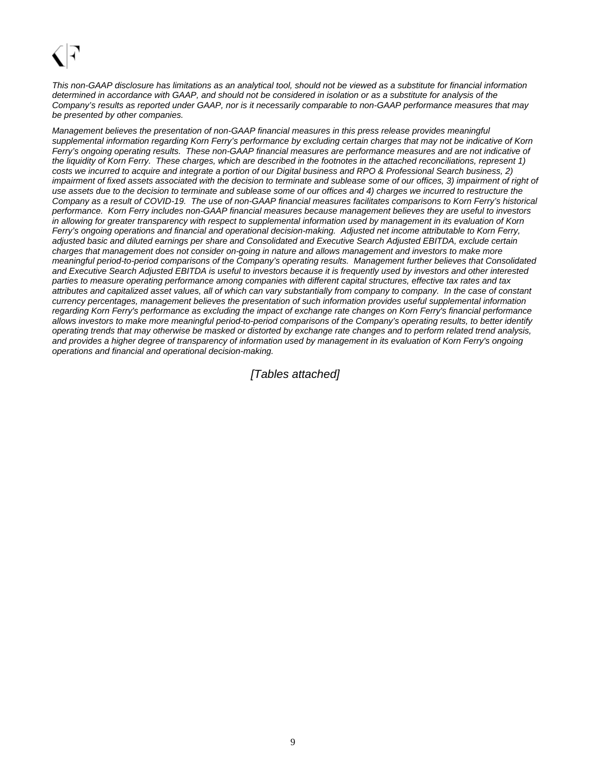*This non-GAAP disclosure has limitations as an analytical tool, should not be viewed as a substitute for financial information determined in accordance with GAAP, and should not be considered in isolation or as a substitute for analysis of the Company's results as reported under GAAP, nor is it necessarily comparable to non-GAAP performance measures that may be presented by other companies.*

*Management believes the presentation of non-GAAP financial measures in this press release provides meaningful supplemental information regarding Korn Ferry's performance by excluding certain charges that may not be indicative of Korn Ferry's ongoing operating results. These non-GAAP financial measures are performance measures and are not indicative of the liquidity of Korn Ferry. These charges, which are described in the footnotes in the attached reconciliations, represent 1) costs we incurred to acquire and integrate a portion of our Digital business and RPO & Professional Search business, 2) impairment of fixed assets associated with the decision to terminate and sublease some of our offices, 3) impairment of right of use assets due to the decision to terminate and sublease some of our offices and 4) charges we incurred to restructure the Company as a result of COVID-19. The use of non-GAAP financial measures facilitates comparisons to Korn Ferry's historical performance. Korn Ferry includes non-GAAP financial measures because management believes they are useful to investors in allowing for greater transparency with respect to supplemental information used by management in its evaluation of Korn Ferry's ongoing operations and financial and operational decision-making. Adjusted net income attributable to Korn Ferry, adjusted basic and diluted earnings per share and Consolidated and Executive Search Adjusted EBITDA, exclude certain charges that management does not consider on-going in nature and allows management and investors to make more meaningful period-to-period comparisons of the Company's operating results. Management further believes that Consolidated and Executive Search Adjusted EBITDA is useful to investors because it is frequently used by investors and other interested parties to measure operating performance among companies with different capital structures, effective tax rates and tax attributes and capitalized asset values, all of which can vary substantially from company to company. In the case of constant currency percentages, management believes the presentation of such information provides useful supplemental information regarding Korn Ferry's performance as excluding the impact of exchange rate changes on Korn Ferry's financial performance allows investors to make more meaningful period-to-period comparisons of the Company's operating results, to better identify operating trends that may otherwise be masked or distorted by exchange rate changes and to perform related trend analysis, and provides a higher degree of transparency of information used by management in its evaluation of Korn Ferry's ongoing operations and financial and operational decision-making.*

*[Tables attached]*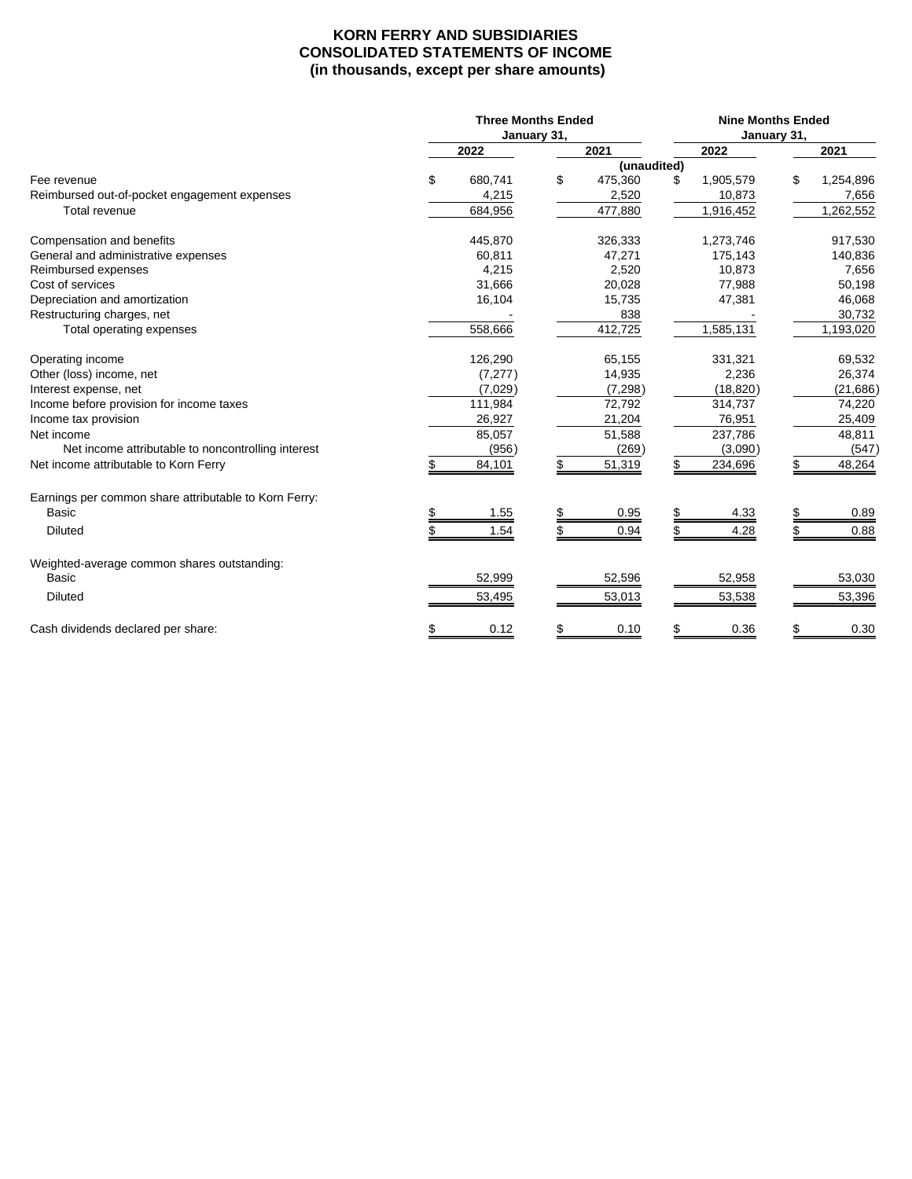# KORN FERRY AND SUBSIDIARIES
# CONSOLIDATED STATEMENTS OF INCOME
## (in thousands, except per share amounts)

| | Three Months Ended January 31, | | Nine Months Ended January 31, | |
|---|---|---|---|---|
| | 2022 | 2021 | 2022 | 2021 |
| | (unaudited) | | | |
| Fee revenue | $ 680,741 | $ 475,360 | $ 1,905,579 | $ 1,254,896 |
| Reimbursed out-of-pocket engagement expenses | 4,215 | 2,520 | 10,873 | 7,656 |
| Total revenue | 684,956 | 477,880 | 1,916,452 | 1,262,552 |
| | | | | |
| Compensation and benefits | 445,870 | 326,333 | 1,273,746 | 917,530 |
| General and administrative expenses | 60,811 | 47,271 | 175,143 | 140,836 |
| Reimbursed expenses | 4,215 | 2,520 | 10,873 | 7,656 |
| Cost of services | 31,666 | 20,028 | 77,988 | 50,198 |
| Depreciation and amortization | 16,104 | 15,735 | 47,381 | 46,068 |
| Restructuring charges, net | - | 838 | - | 30,732 |
| Total operating expenses | 558,666 | 412,725 | 1,585,131 | 1,193,020 |
| | | | | |
| Operating income | 126,290 | 65,155 | 331,321 | 69,532 |
| Other (loss) income, net | (7,277) | 14,935 | 2,236 | 26,374 |
| Interest expense, net | (7,029) | (7,298) | (18,820) | (21,686) |
| Income before provision for income taxes | 111,984 | 72,792 | 314,737 | 74,220 |
| Income tax provision | 26,927 | 21,204 | 76,951 | 25,409 |
| Net income | 85,057 | 51,588 | 237,786 | 48,811 |
| Net income attributable to noncontrolling interest | (956) | (269) | (3,090) | (547) |
| Net income attributable to Korn Ferry | $ 84,101 | $ 51,319 | $ 234,696 | $ 48,264 |
| | | | | |
| Earnings per common share attributable to Korn Ferry: | | | | |
| Basic | $ 1.55 | $ 0.95 | $ 4.33 | $ 0.89 |
| Diluted | $ 1.54 | $ 0.94 | $ 4.28 | $ 0.88 |
| | | | | |
| Weighted-average common shares outstanding: | | | | |
| Basic | 52,999 | 52,596 | 52,958 | 53,030 |
| Diluted | 53,495 | 53,013 | 53,538 | 53,396 |
| | | | | |
| Cash dividends declared per share: | $ 0.12 | $ 0.10 | $ 0.36 | $ 0.30 |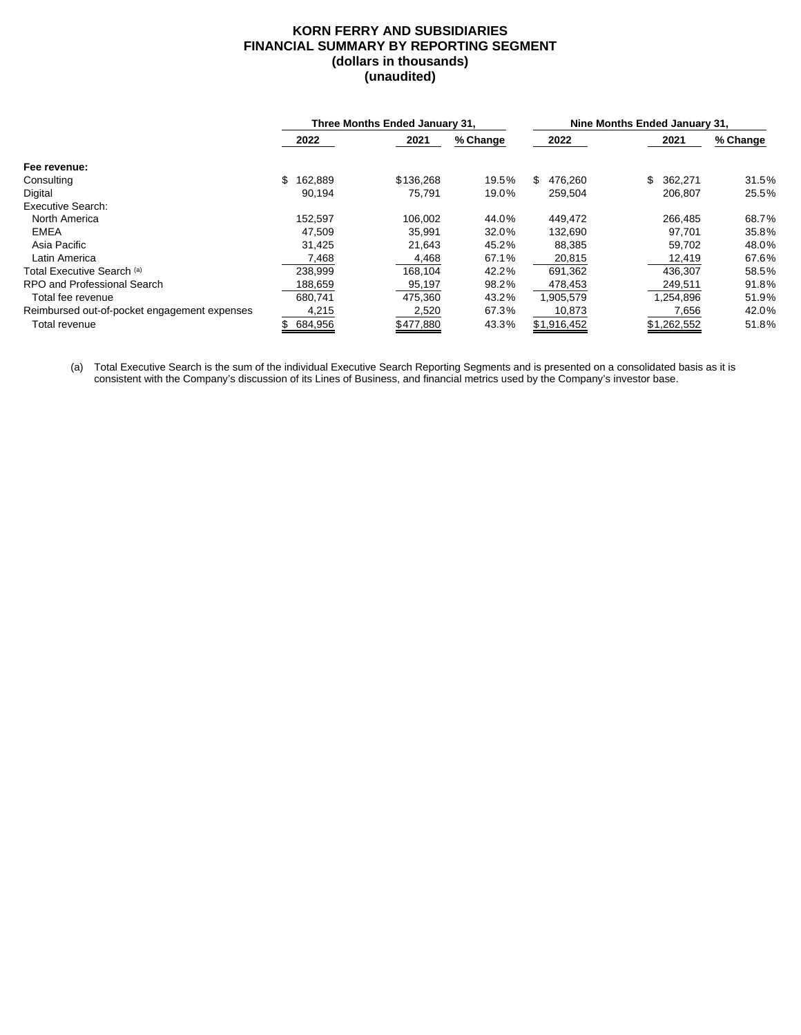**KORN FERRY AND SUBSIDIARIES**
**FINANCIAL SUMMARY BY REPORTING SEGMENT**
**(dollars in thousands)**
**(unaudited)**

| | Three Months Ended January 31, | | | Nine Months Ended January 31, | | |
|---|---|---|---|---|---|---|
| | 2022 | 2021 | % Change | 2022 | 2021 | % Change |
| **Fee revenue:** | | | | | | |
| Consulting | $ 162,889 | $136,268 | 19.5% | $ 476,260 | $ 362,271 | 31.5% |
| Digital | 90,194 | 75,791 | 19.0% | 259,504 | 206,807 | 25.5% |
| Executive Search: | | | | | | |
| North America | 152,597 | 106,002 | 44.0% | 449,472 | 266,485 | 68.7% |
| EMEA | 47,509 | 35,991 | 32.0% | 132,690 | 97,701 | 35.8% |
| Asia Pacific | 31,425 | 21,643 | 45.2% | 88,385 | 59,702 | 48.0% |
| Latin America | 7,468 | 4,468 | 67.1% | 20,815 | 12,419 | 67.6% |
| Total Executive Search [(a)] | 238,999 | 168,104 | 42.2% | 691,362 | 436,307 | 58.5% |
| RPO and Professional Search | 188,659 | 95,197 | 98.2% | 478,453 | 249,511 | 91.8% |
| Total fee revenue | 680,741 | 475,360 | 43.2% | 1,905,579 | 1,254,896 | 51.9% |
| Reimbursed out-of-pocket engagement expenses | 4,215 | 2,520 | 67.3% | 10,873 | 7,656 | 42.0% |
| Total revenue | $ 684,956 | $477,880 | 43.3% | $1,916,452 | $1,262,552 | 51.8% |

(a) Total Executive Search is the sum of the individual Executive Search Reporting Segments and is presented on a consolidated basis as it is consistent with the Company's discussion of its Lines of Business, and financial metrics used by the Company's investor base.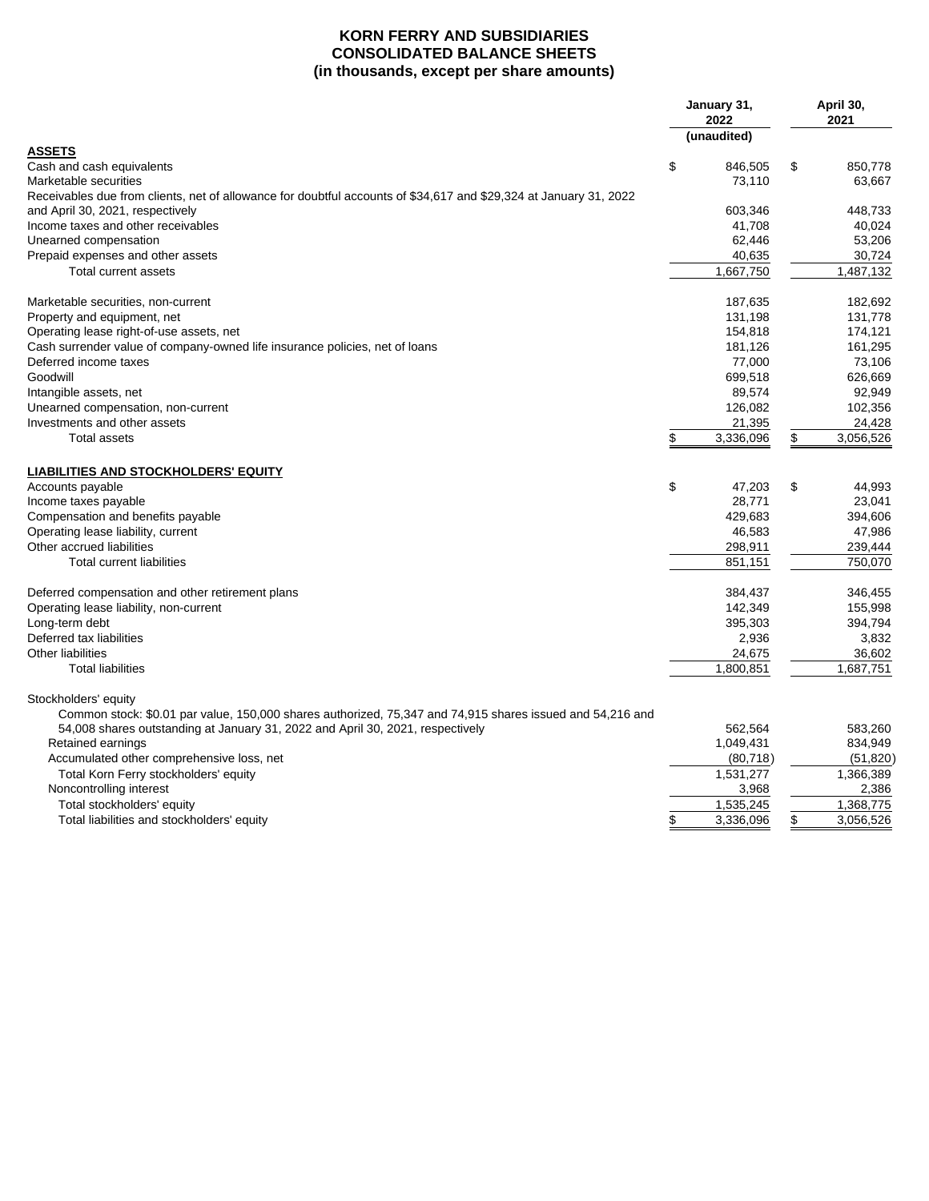# KORN FERRY AND SUBSIDIARIES
## CONSOLIDATED BALANCE SHEETS
### (in thousands, except per share amounts)

| | January 31, 2022 (unaudited) | April 30, 2021 |
|---|---|---|
| **ASSETS** | | |
| Cash and cash equivalents | $ 846,505 | $ 850,778 |
| Marketable securities | 73,110 | 63,667 |
| Receivables due from clients, net of allowance for doubtful accounts of $34,617 and $29,324 at January 31, 2022 and April 30, 2021, respectively | 603,346 | 448,733 |
| Income taxes and other receivables | 41,708 | 40,024 |
| Unearned compensation | 62,446 | 53,206 |
| Prepaid expenses and other assets | 40,635 | 30,724 |
| Total current assets | 1,667,750 | 1,487,132 |
| | | |
| Marketable securities, non-current | 187,635 | 182,692 |
| Property and equipment, net | 131,198 | 131,778 |
| Operating lease right-of-use assets, net | 154,818 | 174,121 |
| Cash surrender value of company-owned life insurance policies, net of loans | 181,126 | 161,295 |
| Deferred income taxes | 77,000 | 73,106 |
| Goodwill | 699,518 | 626,669 |
| Intangible assets, net | 89,574 | 92,949 |
| Unearned compensation, non-current | 126,082 | 102,356 |
| Investments and other assets | 21,395 | 24,428 |
| Total assets | $ 3,336,096 | $ 3,056,526 |
| | | |
| **LIABILITIES AND STOCKHOLDERS' EQUITY** | | |
| Accounts payable | $ 47,203 | $ 44,993 |
| Income taxes payable | 28,771 | 23,041 |
| Compensation and benefits payable | 429,683 | 394,606 |
| Operating lease liability, current | 46,583 | 47,986 |
| Other accrued liabilities | 298,911 | 239,444 |
| Total current liabilities | 851,151 | 750,070 |
| | | |
| Deferred compensation and other retirement plans | 384,437 | 346,455 |
| Operating lease liability, non-current | 142,349 | 155,998 |
| Long-term debt | 395,303 | 394,794 |
| Deferred tax liabilities | 2,936 | 3,832 |
| Other liabilities | 24,675 | 36,602 |
| Total liabilities | 1,800,851 | 1,687,751 |
| | | |
| Stockholders' equity | | |
| Common stock: $0.01 par value, 150,000 shares authorized, 75,347 and 74,915 shares issued and 54,216 and 54,008 shares outstanding at January 31, 2022 and April 30, 2021, respectively | 562,564 | 583,260 |
| Retained earnings | 1,049,431 | 834,949 |
| Accumulated other comprehensive loss, net | (80,718) | (51,820) |
| Total Korn Ferry stockholders' equity | 1,531,277 | 1,366,389 |
| Noncontrolling interest | 3,968 | 2,386 |
| Total stockholders' equity | 1,535,245 | 1,368,775 |
| Total liabilities and stockholders' equity | $ 3,336,096 | $ 3,056,526 |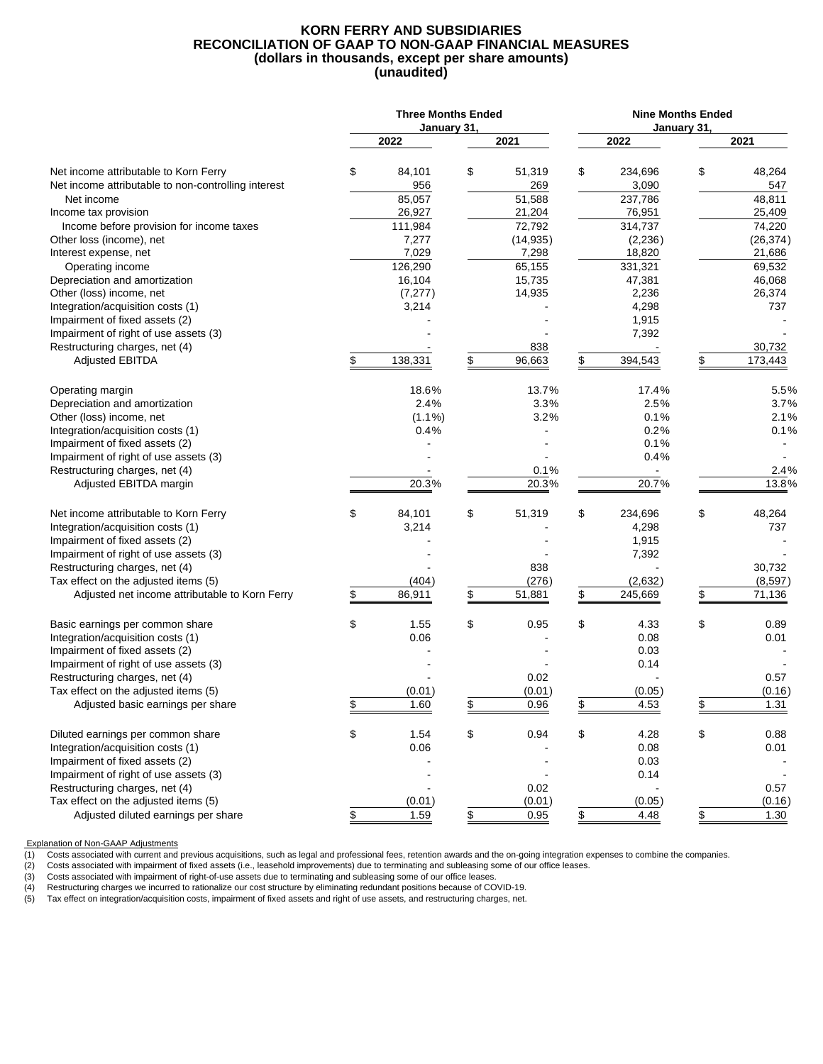# KORN FERRY AND SUBSIDIARIES
## RECONCILIATION OF GAAP TO NON-GAAP FINANCIAL MEASURES
### (dollars in thousands, except per share amounts)
### (unaudited)

| | Three Months Ended January 31, | | Nine Months Ended January 31, | |
|---|---|---|---|---|
| | 2022 | 2021 | 2022 | 2021 |
| Net income attributable to Korn Ferry | $ 84,101 | $ 51,319 | $ 234,696 | $ 48,264 |
| Net income attributable to non-controlling interest | 956 | 269 | 3,090 | 547 |
| Net income | 85,057 | 51,588 | 237,786 | 48,811 |
| Income tax provision | 26,927 | 21,204 | 76,951 | 25,409 |
| Income before provision for income taxes | 111,984 | 72,792 | 314,737 | 74,220 |
| Other loss (income), net | 7,277 | (14,935) | (2,236) | (26,374) |
| Interest expense, net | 7,029 | 7,298 | 18,820 | 21,686 |
| Operating income | 126,290 | 65,155 | 331,321 | 69,532 |
| Depreciation and amortization | 16,104 | 15,735 | 47,381 | 46,068 |
| Other (loss) income, net | (7,277) | 14,935 | 2,236 | 26,374 |
| Integration/acquisition costs (1) | 3,214 | - | 4,298 | 737 |
| Impairment of fixed assets (2) | - | - | 1,915 | - |
| Impairment of right of use assets (3) | - | - | 7,392 | - |
| Restructuring charges, net (4) | - | 838 | - | 30,732 |
| Adjusted EBITDA | $ 138,331 | $ 96,663 | $ 394,543 | $ 173,443 |
| | | | | |
| Operating margin | 18.6% | 13.7% | 17.4% | 5.5% |
| Depreciation and amortization | 2.4% | 3.3% | 2.5% | 3.7% |
| Other (loss) income, net | (1.1%) | 3.2% | 0.1% | 2.1% |
| Integration/acquisition costs (1) | 0.4% | - | 0.2% | 0.1% |
| Impairment of fixed assets (2) | - | - | 0.1% | - |
| Impairment of right of use assets (3) | - | - | 0.4% | - |
| Restructuring charges, net (4) | - | 0.1% | - | 2.4% |
| Adjusted EBITDA margin | 20.3% | 20.3% | 20.7% | 13.8% |
| | | | | |
| Net income attributable to Korn Ferry | $ 84,101 | $ 51,319 | $ 234,696 | $ 48,264 |
| Integration/acquisition costs (1) | 3,214 | - | 4,298 | 737 |
| Impairment of fixed assets (2) | - | - | 1,915 | - |
| Impairment of right of use assets (3) | - | - | 7,392 | - |
| Restructuring charges, net (4) | - | 838 | - | 30,732 |
| Tax effect on the adjusted items (5) | (404) | (276) | (2,632) | (8,597) |
| Adjusted net income attributable to Korn Ferry | $ 86,911 | $ 51,881 | $ 245,669 | $ 71,136 |
| | | | | |
| Basic earnings per common share | $ 1.55 | $ 0.95 | $ 4.33 | $ 0.89 |
| Integration/acquisition costs (1) | 0.06 | - | 0.08 | 0.01 |
| Impairment of fixed assets (2) | - | - | 0.03 | - |
| Impairment of right of use assets (3) | - | - | 0.14 | - |
| Restructuring charges, net (4) | - | 0.02 | - | 0.57 |
| Tax effect on the adjusted items (5) | (0.01) | (0.01) | (0.05) | (0.16) |
| Adjusted basic earnings per share | $ 1.60 | $ 0.96 | $ 4.53 | $ 1.31 |
| | | | | |
| Diluted earnings per common share | $ 1.54 | $ 0.94 | $ 4.28 | $ 0.88 |
| Integration/acquisition costs (1) | 0.06 | - | 0.08 | 0.01 |
| Impairment of fixed assets (2) | - | - | 0.03 | - |
| Impairment of right of use assets (3) | - | - | 0.14 | - |
| Restructuring charges, net (4) | - | 0.02 | - | 0.57 |
| Tax effect on the adjusted items (5) | (0.01) | (0.01) | (0.05) | (0.16) |
| Adjusted diluted earnings per share | $ 1.59 | $ 0.95 | $ 4.48 | $ 1.30 |

Explanation of Non-GAAP Adjustments

(1) Costs associated with current and previous acquisitions, such as legal and professional fees, retention awards and the on-going integration expenses to combine the companies.
(2) Costs associated with impairment of fixed assets (i.e., leasehold improvements) due to terminating and subleasing some of our office leases.
(3) Costs associated with impairment of right-of-use assets due to terminating and subleasing some of our office leases.
(4) Restructuring charges we incurred to rationalize our cost structure by eliminating redundant positions because of COVID-19.
(5) Tax effect on integration/acquisition costs, impairment of fixed assets and right of use assets, and restructuring charges, net.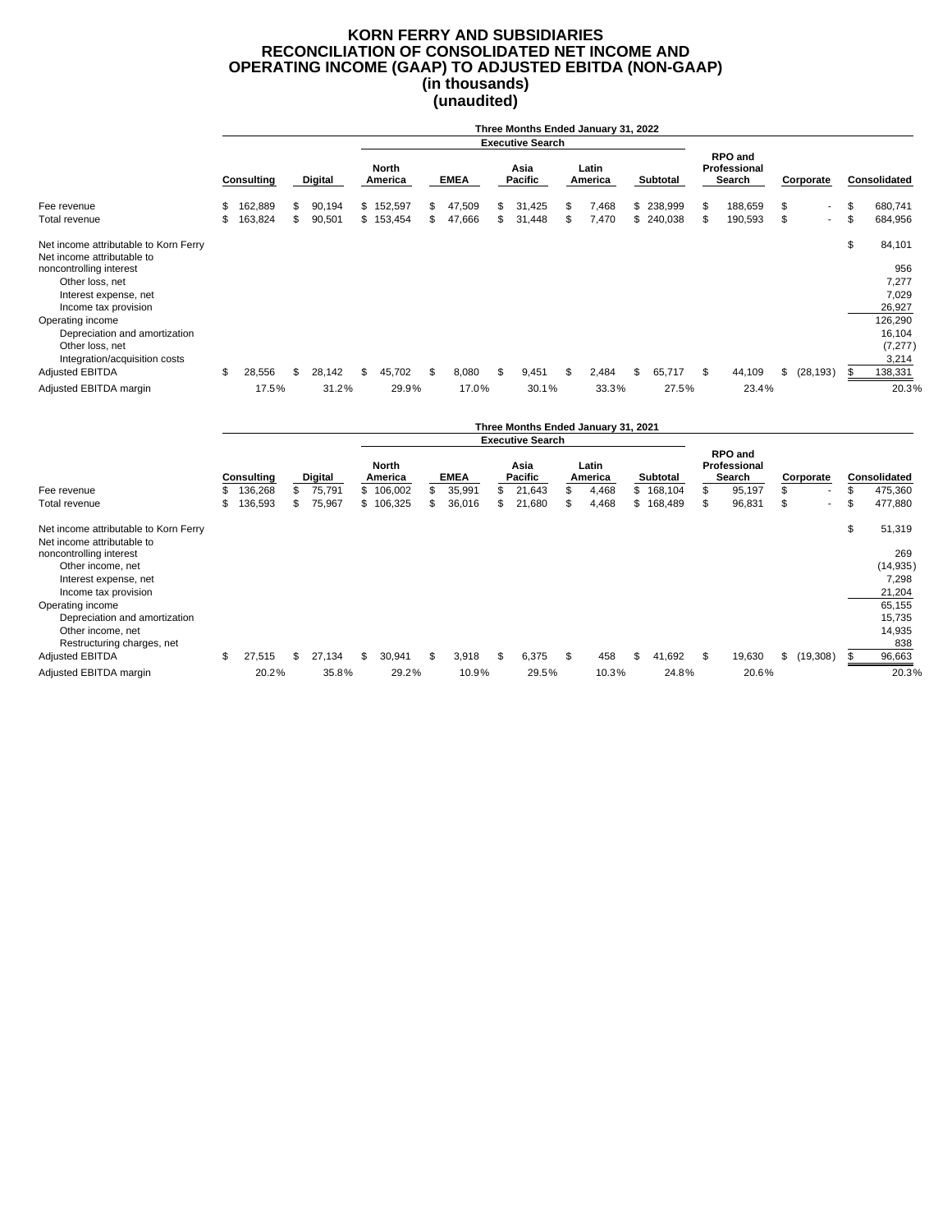# KORN FERRY AND SUBSIDIARIES
# RECONCILIATION OF CONSOLIDATED NET INCOME AND OPERATING INCOME (GAAP) TO ADJUSTED EBITDA (NON-GAAP)
## (in thousands)
## (unaudited)

| | Three Months Ended January 31, 2022 | | | | | | | | | |
|---|---|---|---|---|---|---|---|---|---|---|
| | | | Executive Search | | | | | | | |
| | Consulting | Digital | North America | EMEA | Asia Pacific | Latin America | Subtotal | RPO and Professional Search | Corporate | Consolidated |
| Fee revenue | $ 162,889 | $ 90,194 | $ 152,597 | $ 47,509 | $ 31,425 | $ 7,468 | $ 238,999 | $ 188,659 | $ - | $ 680,741 |
| Total revenue | $ 163,824 | $ 90,501 | $ 153,454 | $ 47,666 | $ 31,448 | $ 7,470 | $ 240,038 | $ 190,593 | $ - | $ 684,956 |
| Net income attributable to Korn Ferry | | | | | | | | | | $ 84,101 |
| Net income attributable to noncontrolling interest | | | | | | | | | | 956 |
| Other loss, net | | | | | | | | | | 7,277 |
| Interest expense, net | | | | | | | | | | 7,029 |
| Income tax provision | | | | | | | | | | 26,927 |
| Operating income | | | | | | | | | | 126,290 |
| Depreciation and amortization | | | | | | | | | | 16,104 |
| Other loss, net | | | | | | | | | | (7,277) |
| Integration/acquisition costs | | | | | | | | | | 3,214 |
| Adjusted EBITDA | $ 28,556 | $ 28,142 | $ 45,702 | $ 8,080 | $ 9,451 | $ 2,484 | $ 65,717 | $ 44,109 | $ (28,193) | $ 138,331 |
| Adjusted EBITDA margin | 17.5% | 31.2% | 29.9% | 17.0% | 30.1% | 33.3% | 27.5% | 23.4% | | 20.3% |

| | Three Months Ended January 31, 2021 | | | | | | | | | |
|---|---|---|---|---|---|---|---|---|---|---|
| | | | Executive Search | | | | | | | |
| | Consulting | Digital | North America | EMEA | Asia Pacific | Latin America | Subtotal | RPO and Professional Search | Corporate | Consolidated |
| Fee revenue | $ 136,268 | $ 75,791 | $ 106,002 | $ 35,991 | $ 21,643 | $ 4,468 | $ 168,104 | $ 95,197 | $ - | $ 475,360 |
| Total revenue | $ 136,593 | $ 75,967 | $ 106,325 | $ 36,016 | $ 21,680 | $ 4,468 | $ 168,489 | $ 96,831 | $ - | $ 477,880 |
| Net income attributable to Korn Ferry | | | | | | | | | | $ 51,319 |
| Net income attributable to noncontrolling interest | | | | | | | | | | 269 |
| Other income, net | | | | | | | | | | (14,935) |
| Interest expense, net | | | | | | | | | | 7,298 |
| Income tax provision | | | | | | | | | | 21,204 |
| Operating income | | | | | | | | | | 65,155 |
| Depreciation and amortization | | | | | | | | | | 15,735 |
| Other income, net | | | | | | | | | | 14,935 |
| Restructuring charges, net | | | | | | | | | | 838 |
| Adjusted EBITDA | $ 27,515 | $ 27,134 | $ 30,941 | $ 3,918 | $ 6,375 | $ 458 | $ 41,692 | $ 19,630 | $ (19,308) | $ 96,663 |
| Adjusted EBITDA margin | 20.2% | 35.8% | 29.2% | 10.9% | 29.5% | 10.3% | 24.8% | 20.6% | | 20.3% |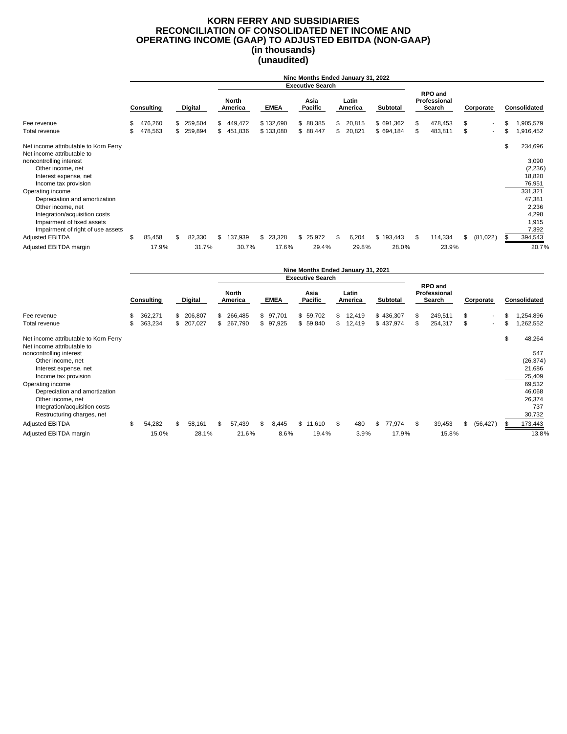# KORN FERRY AND SUBSIDIARIES
# RECONCILIATION OF CONSOLIDATED NET INCOME AND OPERATING INCOME (GAAP) TO ADJUSTED EBITDA (NON-GAAP)
## (in thousands)
## (unaudited)

| | Nine Months Ended January 31, 2022 | | | | | | | | | |
|---|---|---|---|---|---|---|---|---|---|---|
| | | | Executive Search | | | | | | | |
| | Consulting | Digital | North America | EMEA | Asia Pacific | Latin America | Subtotal | RPO and Professional Search | Corporate | Consolidated |
| Fee revenue | $ 476,260 | $ 259,504 | $ 449,472 | $ 132,690 | $ 88,385 | $ 20,815 | $ 691,362 | $ 478,453 | $ - | $ 1,905,579 |
| Total revenue | $ 478,563 | $ 259,894 | $ 451,836 | $ 133,080 | $ 88,447 | $ 20,821 | $ 694,184 | $ 483,811 | $ - | $ 1,916,452 |
| Net income attributable to Korn Ferry | | | | | | | | | | $ 234,696 |
| Net income attributable to noncontrolling interest | | | | | | | | | | 3,090 |
| Other income, net | | | | | | | | | | (2,236) |
| Interest expense, net | | | | | | | | | | 18,820 |
| Income tax provision | | | | | | | | | | 76,951 |
| Operating income | | | | | | | | | | 331,321 |
| Depreciation and amortization | | | | | | | | | | 47,381 |
| Other income, net | | | | | | | | | | 2,236 |
| Integration/acquisition costs | | | | | | | | | | 4,298 |
| Impairment of fixed assets | | | | | | | | | | 1,915 |
| Impairment of right of use assets | | | | | | | | | | 7,392 |
| Adjusted EBITDA | $ 85,458 | $ 82,330 | $ 137,939 | $ 23,328 | $ 25,972 | $ 6,204 | $ 193,443 | $ 114,334 | $ (81,022) | $ 394,543 |
| Adjusted EBITDA margin | 17.9% | 31.7% | 30.7% | 17.6% | 29.4% | 29.8% | 28.0% | 23.9% | | 20.7% |

| | Nine Months Ended January 31, 2021 | | | | | | | | | |
|---|---|---|---|---|---|---|---|---|---|---|
| | | | Executive Search | | | | | | | |
| | Consulting | Digital | North America | EMEA | Asia Pacific | Latin America | Subtotal | RPO and Professional Search | Corporate | Consolidated |
| Fee revenue | $ 362,271 | $ 206,807 | $ 266,485 | $ 97,701 | $ 59,702 | $ 12,419 | $ 436,307 | $ 249,511 | $ - | $ 1,254,896 |
| Total revenue | $ 363,234 | $ 207,027 | $ 267,790 | $ 97,925 | $ 59,840 | $ 12,419 | $ 437,974 | $ 254,317 | $ - | $ 1,262,552 |
| Net income attributable to Korn Ferry | | | | | | | | | | $ 48,264 |
| Net income attributable to noncontrolling interest | | | | | | | | | | 547 |
| Other income, net | | | | | | | | | | (26,374) |
| Interest expense, net | | | | | | | | | | 21,686 |
| Income tax provision | | | | | | | | | | 25,409 |
| Operating income | | | | | | | | | | 69,532 |
| Depreciation and amortization | | | | | | | | | | 46,068 |
| Other income, net | | | | | | | | | | 26,374 |
| Integration/acquisition costs | | | | | | | | | | 737 |
| Restructuring charges, net | | | | | | | | | | 30,732 |
| Adjusted EBITDA | $ 54,282 | $ 58,161 | $ 57,439 | $ 8,445 | $ 11,610 | $ 480 | $ 77,974 | $ 39,453 | $ (56,427) | $ 173,443 |
| Adjusted EBITDA margin | 15.0% | 28.1% | 21.6% | 8.6% | 19.4% | 3.9% | 17.9% | 15.8% | | 13.8% |